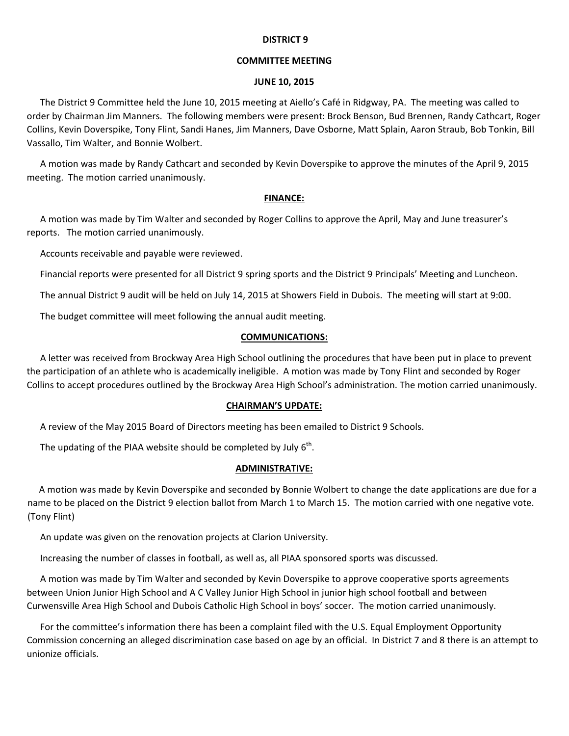**DISTRICT 9**

**COMMITTEE MEETING**

**JUNE 10, 2015**

The District 9 Committee held the June 10, 2015 meeting at Aiello's Café in Ridgway, PA. The meeting was called to order by Chairman Jim Manners. The following members were present: Brock Benson, Bud Brennen, Randy Cathcart, Roger Collins, Kevin Doverspike, Tony Flint, Sandi Hanes, Jim Manners, Dave Osborne, Matt Splain, Aaron Straub, Bob Tonkin, Bill Vassallo, Tim Walter, and Bonnie Wolbert.

A motion was made by Randy Cathcart and seconded by Kevin Doverspike to approve the minutes of the April 9, 2015 meeting. The motion carried unanimously.

**FINANCE:**

A motion was made by Tim Walter and seconded by Roger Collins to approve the April, May and June treasurer's reports. The motion carried unanimously.

Accounts receivable and payable were reviewed.

Financial reports were presented for all District 9 spring sports and the District 9 Principals' Meeting and Luncheon.

The annual District 9 audit will be held on July 14, 2015 at Showers Field in Dubois. The meeting will start at 9:00.

The budget committee will meet following the annual audit meeting.

**COMMUNICATIONS:**

A letter was received from Brockway Area High School outlining the procedures that have been put in place to prevent the participation of an athlete who is academically ineligible. A motion was made by Tony Flint and seconded by Roger Collins to accept procedures outlined by the Brockway Area High School's administration. The motion carried unanimously.

**CHAIRMAN'S UPDATE:**

A review of the May 2015 Board of Directors meeting has been emailed to District 9 Schools.

The updating of the PIAA website should be completed by July 6th.

**ADMINISTRATIVE:**

A motion was made by Kevin Doverspike and seconded by Bonnie Wolbert to change the date applications are due for a name to be placed on the District 9 election ballot from March 1 to March 15. The motion carried with one negative vote. (Tony Flint)

An update was given on the renovation projects at Clarion University.

Increasing the number of classes in football, as well as, all PIAA sponsored sports was discussed.

A motion was made by Tim Walter and seconded by Kevin Doverspike to approve cooperative sports agreements between Union Junior High School and A C Valley Junior High School in junior high school football and between Curwensville Area High School and Dubois Catholic High School in boys' soccer. The motion carried unanimously.

For the committee's information there has been a complaint filed with the U.S. Equal Employment Opportunity Commission concerning an alleged discrimination case based on age by an official. In District 7 and 8 there is an attempt to unionize officials.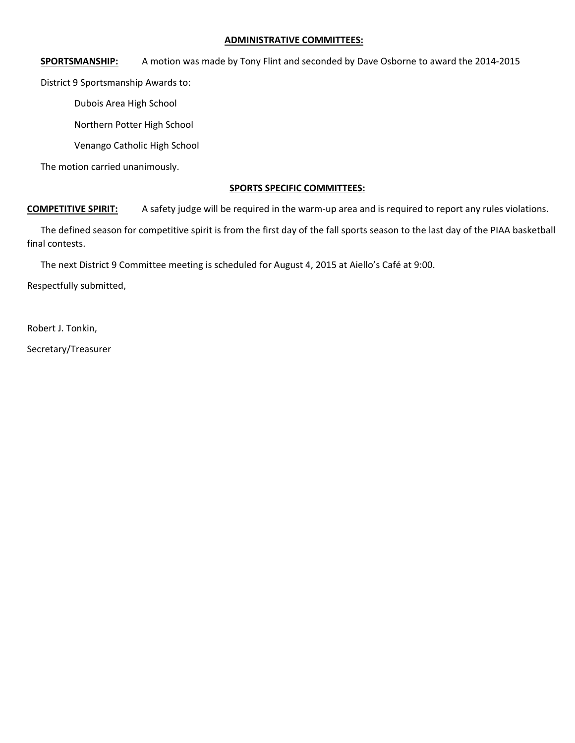## ADMINISTRATIVE COMMITTEES:

**SPORTSMANSHIP:** A motion was made by Tony Flint and seconded by Dave Osborne to award the 2014-2015 District 9 Sportsmanship Awards to:

Dubois Area High School

Northern Potter High School

Venango Catholic High School

The motion carried unanimously.

## SPORTS SPECIFIC COMMITTEES:

**COMPETITIVE SPIRIT:** A safety judge will be required in the warm-up area and is required to report any rules violations.

The defined season for competitive spirit is from the first day of the fall sports season to the last day of the PIAA basketball final contests.

The next District 9 Committee meeting is scheduled for August 4, 2015 at Aiello's Café at 9:00.

Respectfully submitted,

Robert J. Tonkin,

Secretary/Treasurer